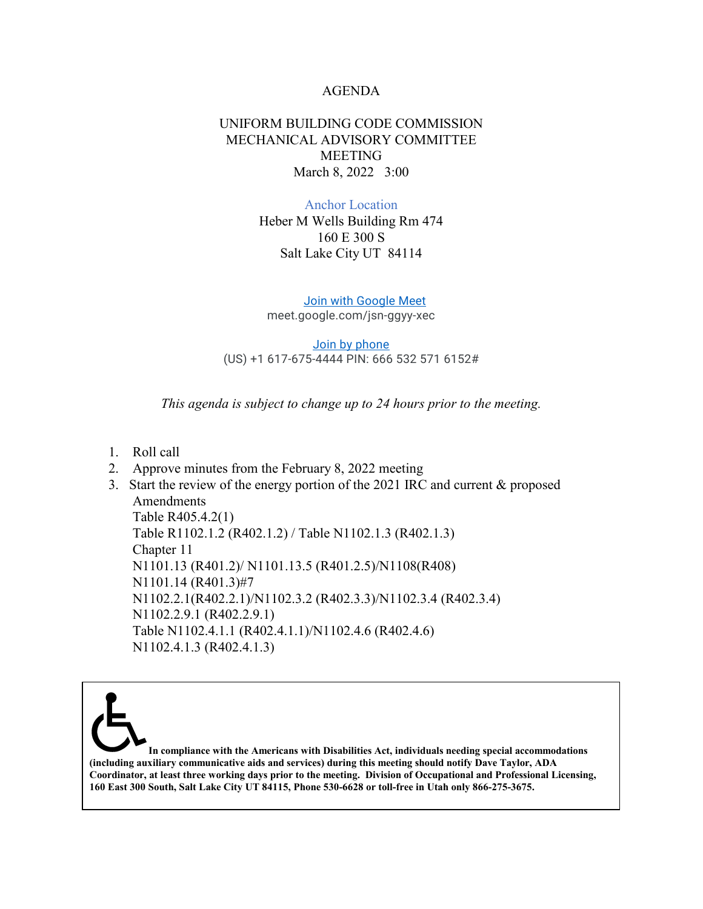# AGENDA

## UNIFORM BUILDING CODE COMMISSION
## MECHANICAL ADVISORY COMMITTEE
## MEETING

March 8, 2022 3:00

Anchor Location
Heber M Wells Building Rm 474
160 E 300 S
Salt Lake City UT 84114

Join with Google Meet
meet.google.com/jsn-ggyy-xec

Join by phone
(US) +1 617-675-4444 PIN: 666 532 571 6152#

*This agenda is subject to change up to 24 hours prior to the meeting.*

1. Roll call
2. Approve minutes from the February 8, 2022 meeting
3. Start the review of the energy portion of the 2021 IRC and current & proposed Amendments
   Table R405.4.2(1)
   Table R1102.1.2 (R402.1.2) / Table N1102.1.3 (R402.1.3)
   Chapter 11
   N1101.13 (R401.2)/ N1101.13.5 (R401.2.5)/N1108(R408)
   N1101.14 (R401.3)#7
   N1102.2.1(R402.2.1)/N1102.3.2 (R402.3.3)/N1102.3.4 (R402.3.4)
   N1102.2.9.1 (R402.2.9.1)
   Table N1102.4.1.1 (R402.4.1.1)/N1102.4.6 (R402.4.6)
   N1102.4.1.3 (R402.4.1.3)

**In compliance with the Americans with Disabilities Act, individuals needing special accommodations (including auxiliary communicative aids and services) during this meeting should notify Dave Taylor, ADA Coordinator, at least three working days prior to the meeting. Division of Occupational and Professional Licensing, 160 East 300 South, Salt Lake City UT 84115, Phone 530-6628 or toll-free in Utah only 866-275-3675.**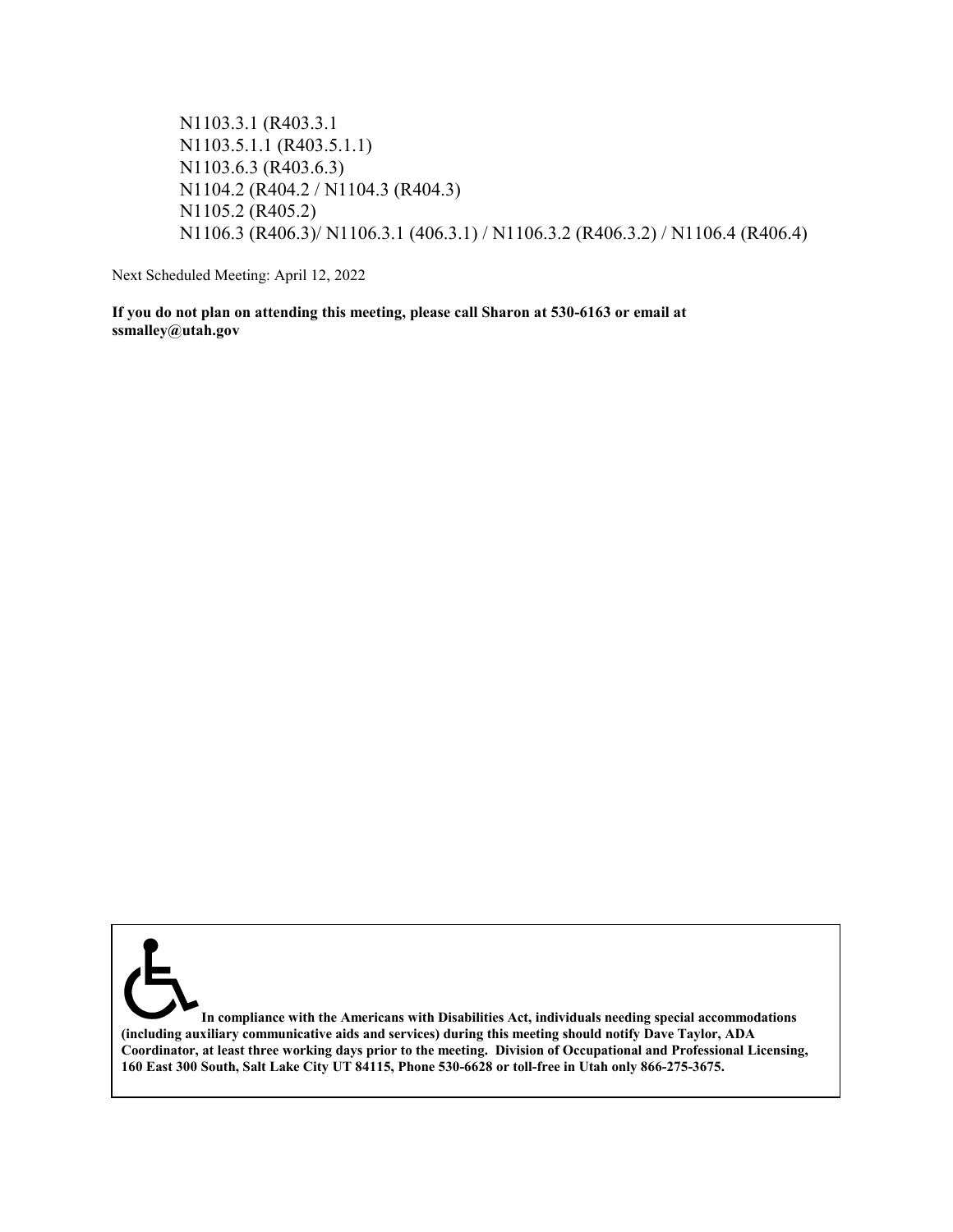N1103.3.1 (R403.3.1
N1103.5.1.1 (R403.5.1.1)
N1103.6.3 (R403.6.3)
N1104.2 (R404.2 / N1104.3 (R404.3)
N1105.2 (R405.2)
N1106.3 (R406.3)/ N1106.3.1 (406.3.1) / N1106.3.2 (R406.3.2) / N1106.4 (R406.4)

Next Scheduled Meeting: April 12, 2022

**If you do not plan on attending this meeting, please call Sharon at 530-6163 or email at ssmalley@utah.gov**

**In compliance with the Americans with Disabilities Act, individuals needing special accommodations (including auxiliary communicative aids and services) during this meeting should notify Dave Taylor, ADA Coordinator, at least three working days prior to the meeting. Division of Occupational and Professional Licensing, 160 East 300 South, Salt Lake City UT 84115, Phone 530-6628 or toll-free in Utah only 866-275-3675.**